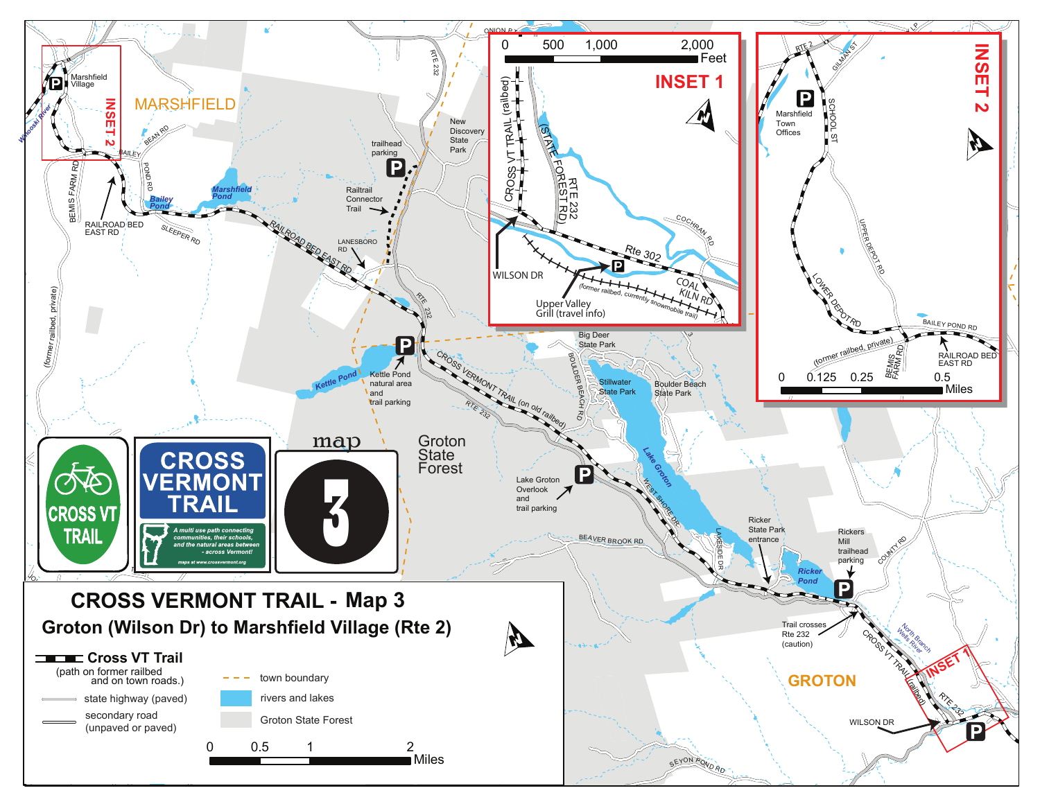# CROSS VERMONT TRAIL - Map 3

## Groton (Wilson Dr) to Marshfield Village (Rte 2)

**Legend**

- Cross VT Trail (path on former railbed and on town roads.)
- state highway (paved)
- secondary road (unpaved or paved)
- town boundary
- rivers and lakes
- Groton State Forest

Scale: 0 — 0.5 — 1 — 2 Miles

CROSS VERMONT TRAIL

A multi use path connecting communities, their schools, and the natural areas between - across Vermont!

maps at www.crossvermont.org

CROSS VT TRAIL

map 3

MARSHFIELD

Marshfield Village

Railroad Bed East Rd

Bailey Pond

Marshfield Pond

Sleeper Rd

Bemis Farm Rd

Pond Rd

Bean Rd

Bailey

Winooski River

(former railbed, private)

Trailhead parking

Railtrail Connector Trail

Lanesboro Rd

Railroad Bed East Rd

Rte 232

New Discovery State Park

Kettle Pond

Kettle Pond natural area and trail parking

Cross Vermont Trail (on old railbed)

Groton State Forest

Big Deer State Park

Stillwater State Park

Boulder Beach State Park

Boulder Beach Rd

Lake Groton

West Shore Dr

Lakeside Dr

Lake Groton Overlook and trail parking

Beaver Brook Rd

Ricker State Park entrance

Ricker Pond

Rickers Mill trailhead parking

County Rd

Trail crosses Rte 232 (caution)

North Branch Wells River

Cross VT Trail (railbed)

GROTON

Wilson Dr

Seyon Pond Rd

Onion R

## INSET 1

Scale: 0 — 500 — 1,000 — 2,000 Feet

- CROSS VT TRAIL (railbed)
- (STATE FOREST RD) RTE 232
- Cochran Rd
- Rte 302
- Coal Kiln Rd
- Wilson Dr
- Upper Valley Grill (travel info)
- (former railbed, currently snowmobile trail)

## INSET 2

- Rte 2
- Gilman St
- School St
- Marshfield Town Offices
- Upper Depot Rd
- Lower Depot Rd
- Bailey Pond Rd
- (former railbed, private)
- Bemis Farm Rd
- Railroad Bed East Rd

Scale: 0 — 0.125 — 0.25 — 0.5 Miles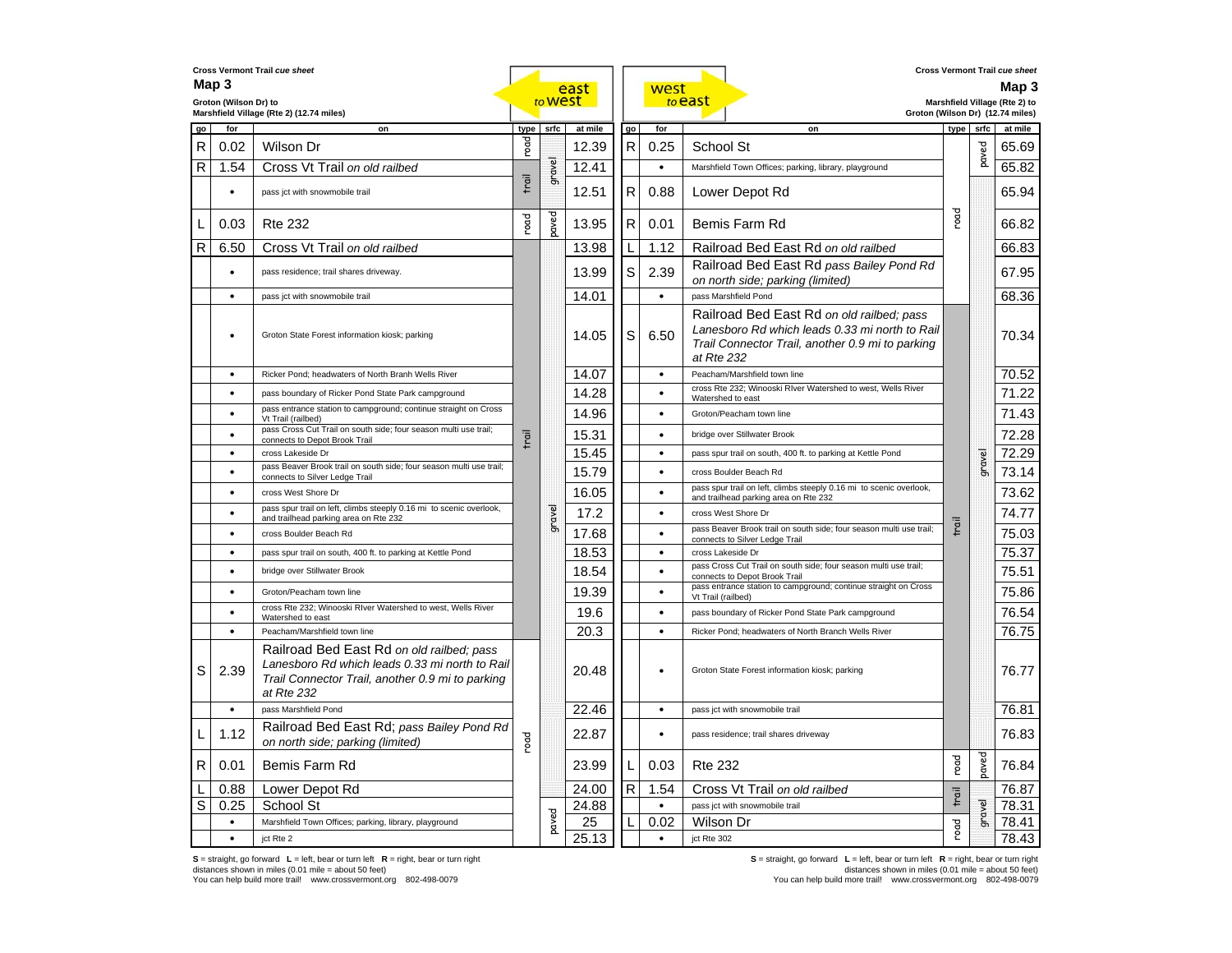## Cross Vermont Trail *cue sheet* — Map 3

**Groton (Wilson Dr) to Marshfield Village (Rte 2) (12.74 miles)** — east to west

| go | for | on | type | srfc | at mile |
|---|---|---|---|---|---|
| R | 0.02 | Wilson Dr | road | | 12.39 |
| R | 1.54 | Cross Vt Trail *on old railbed* | trail | gravel | 12.41 |
| | • | pass jct with snowmobile trail | | | 12.51 |
| L | 0.03 | Rte 232 | road | paved | 13.95 |
| R | 6.50 | Cross Vt Trail *on old railbed* | trail | gravel | 13.98 |
| | • | pass residence; trail shares driveway. | | | 13.99 |
| | • | pass jct with snowmobile trail | | | 14.01 |
| | • | Groton State Forest information kiosk; parking | | | 14.05 |
| | • | Ricker Pond; headwaters of North Branh Wells River | | | 14.07 |
| | • | pass boundary of Ricker Pond State Park campground | | | 14.28 |
| | • | pass entrance station to campground; continue straight on Cross Vt Trail (railbed) | | | 14.96 |
| | • | pass Cross Cut Trail on south side; four season multi use trail; connects to Depot Brook Trail | | | 15.31 |
| | • | cross Lakeside Dr | | | 15.45 |
| | • | pass Beaver Brook trail on south side; four season multi use trail; connects to Silver Ledge Trail | | | 15.79 |
| | • | cross West Shore Dr | | | 16.05 |
| | • | pass spur trail on left, climbs steeply 0.16 mi to scenic overlook, and trailhead parking area on Rte 232 | | | 17.2 |
| | • | cross Boulder Beach Rd | | | 17.68 |
| | • | pass spur trail on south, 400 ft. to parking at Kettle Pond | | | 18.53 |
| | • | bridge over Stillwater Brook | | | 18.54 |
| | • | Groton/Peacham town line | | | 19.39 |
| | • | cross Rte 232; Winooski RIver Watershed to west, Wells River Watershed to east | | | 19.6 |
| | • | Peacham/Marshfield town line | | | 20.3 |
| S | 2.39 | Railroad Bed East Rd *on old railbed; pass Lanesboro Rd which leads 0.33 mi north to Rail Trail Connector Trail, another 0.9 mi to parking at Rte 232* | road | | 20.48 |
| | • | pass Marshfield Pond | | | 22.46 |
| L | 1.12 | Railroad Bed East Rd; *pass Bailey Pond Rd on north side; parking (limited)* | | | 22.87 |
| R | 0.01 | Bemis Farm Rd | | | 23.99 |
| L | 0.88 | Lower Depot Rd | | | 24.00 |
| S | 0.25 | School St | | paved | 24.88 |
| | • | Marshfield Town Offices; parking, library, playground | | | 25 |
| | • | jct Rte 2 | | | 25.13 |

**S** = straight, go forward **L** = left, bear or turn left **R** = right, bear or turn right
distances shown in miles (0.01 mile = about 50 feet)
You can help build more trail! www.crossvermont.org 802-498-0079

## Cross Vermont Trail *cue sheet* — Map 3

**Marshfield Village (Rte 2) to Groton (Wilson Dr) (12.74 miles)** — west to east

| go | for | on | type | srfc | at mile |
|---|---|---|---|---|---|
| R | 0.25 | School St | road | paved | 65.69 |
| | • | Marshfield Town Offices; parking, library, playground | | | 65.82 |
| R | 0.88 | Lower Depot Rd | | gravel | 65.94 |
| R | 0.01 | Bemis Farm Rd | | | 66.82 |
| L | 1.12 | Railroad Bed East Rd *on old railbed* | | | 66.83 |
| S | 2.39 | Railroad Bed East Rd *pass Bailey Pond Rd on north side; parking (limited)* | | | 67.95 |
| | • | pass Marshfield Pond | | | 68.36 |
| S | 6.50 | Railroad Bed East Rd *on old railbed; pass Lanesboro Rd which leads 0.33 mi north to Rail Trail Connector Trail, another 0.9 mi to parking at Rte 232* | trail | | 70.34 |
| | • | Peacham/Marshfield town line | | | 70.52 |
| | • | cross Rte 232; Winooski RIver Watershed to west, Wells River Watershed to east | | | 71.22 |
| | • | Groton/Peacham town line | | | 71.43 |
| | • | bridge over Stillwater Brook | | | 72.28 |
| | • | pass spur trail on south, 400 ft. to parking at Kettle Pond | | | 72.29 |
| | • | cross Boulder Beach Rd | | | 73.14 |
| | • | pass spur trail on left, climbs steeply 0.16 mi to scenic overlook, and trailhead parking area on Rte 232 | | | 73.62 |
| | • | cross West Shore Dr | | | 74.77 |
| | • | pass Beaver Brook trail on south side; four season multi use trail; connects to Silver Ledge Trail | | | 75.03 |
| | • | cross Lakeside Dr | | | 75.37 |
| | • | pass Cross Cut Trail on south side; four season multi use trail; connects to Depot Brook Trail | | | 75.51 |
| | • | pass entrance station to campground; continue straight on Cross Vt Trail (railbed) | | | 75.86 |
| | • | pass boundary of Ricker Pond State Park campground | | | 76.54 |
| | • | Ricker Pond; headwaters of North Branch Wells River | | | 76.75 |
| | • | Groton State Forest information kiosk; parking | | | 76.77 |
| | • | pass jct with snowmobile trail | | | 76.81 |
| | • | pass residence; trail shares driveway | | | 76.83 |
| L | 0.03 | Rte 232 | road | paved | 76.84 |
| R | 1.54 | Cross Vt Trail *on old railbed* | trail | gravel | 76.87 |
| | • | pass jct with snowmobile trail | | | 78.31 |
| L | 0.02 | Wilson Dr | road | | 78.41 |
| | • | jct Rte 302 | | | 78.43 |

**S** = straight, go forward **L** = left, bear or turn left **R** = right, bear or turn right
distances shown in miles (0.01 mile = about 50 feet)
You can help build more trail! www.crossvermont.org 802-498-0079